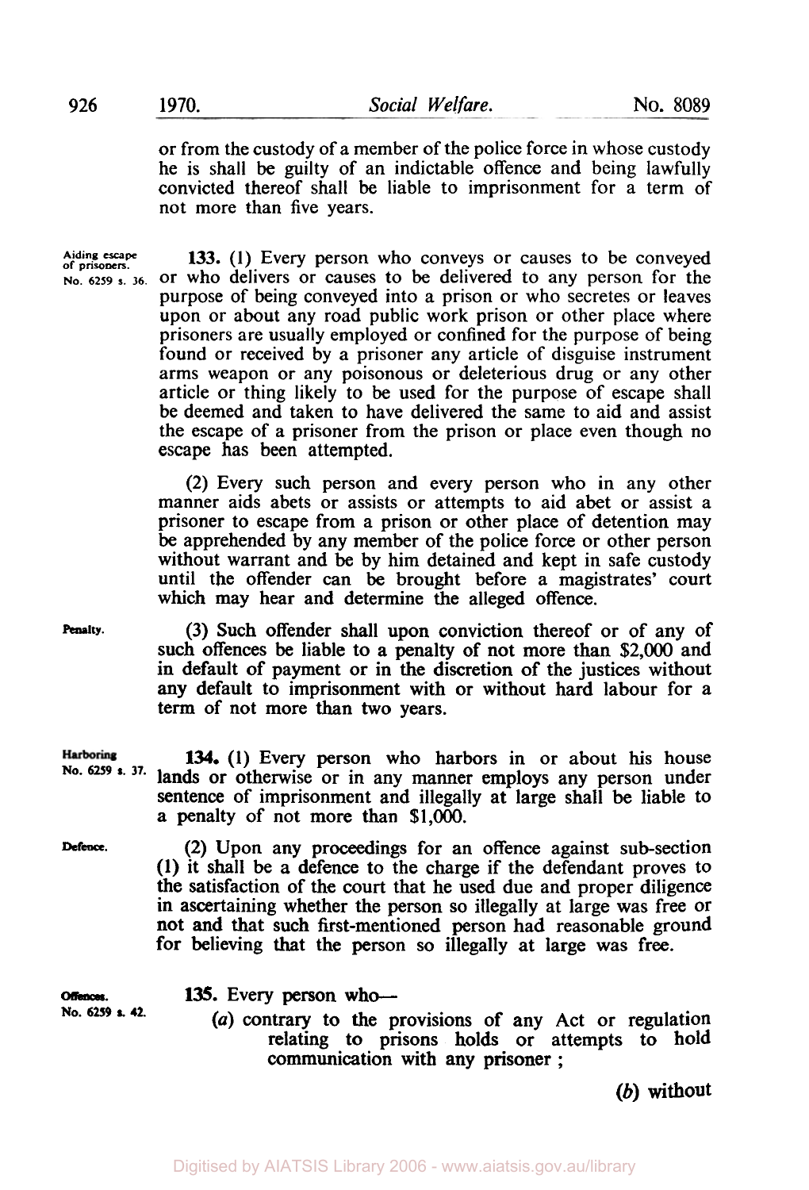or from the custody of a member of the police force in whose custody he is shall be guilty of an indictable offence and being lawfully convicted thereof shall be liable to imprisonment for a term of not more than five years.

Aiding escape of prisoners. No. 6259 s. 36.

**133.** (1) Every person who conveys or causes to be conveyed or who delivers or causes to be delivered to any person for the purpose of being conveyed into a prison or who secretes or leaves upon or about any road public work prison or other place where prisoners are usually employed or confined for the purpose of being found or received by a prisoner any article of disguise instrument arms weapon or any poisonous or deleterious drug or any other article or thing likely to be used for the purpose of escape shall be deemed and taken to have delivered the same to aid and assist the escape of a prisoner from the prison or place even though no escape has been attempted.

(2) Every such person and every person who in any other manner aids abets or assists or attempts to aid abet or assist a prisoner to escape from a prison or other place of detention may be apprehended by any member of the police force or other person without warrant and be by him detained and kept in safe custody until the offender can be brought before a magistrates' court which may hear and determine the alleged offence.

Penalty.

(3) Such offender shall upon conviction thereof or of any of such offences be liable to a penalty of not more than $2,000 and in default of payment or in the discretion of the justices without any default to imprisonment with or without hard labour for a term of not more than two years.

Harboring No. 6259 s. 37.

**134.** (1) Every person who harbors in or about his house lands or otherwise or in any manner employs any person under sentence of imprisonment and illegally at large shall be liable to a penalty of not more than $1,000.

Defence.

(2) Upon any proceedings for an offence against sub-section (1) it shall be a defence to the charge if the defendant proves to the satisfaction of the court that he used due and proper diligence in ascertaining whether the person so illegally at large was free or not and that such first-mentioned person had reasonable ground for believing that the person so illegally at large was free.

Offences. No. 6259 s. 42.

**135.** Every person who—

(*a*) contrary to the provisions of any Act or regulation relating to prisons holds or attempts to hold communication with any prisoner ;

(*b*) without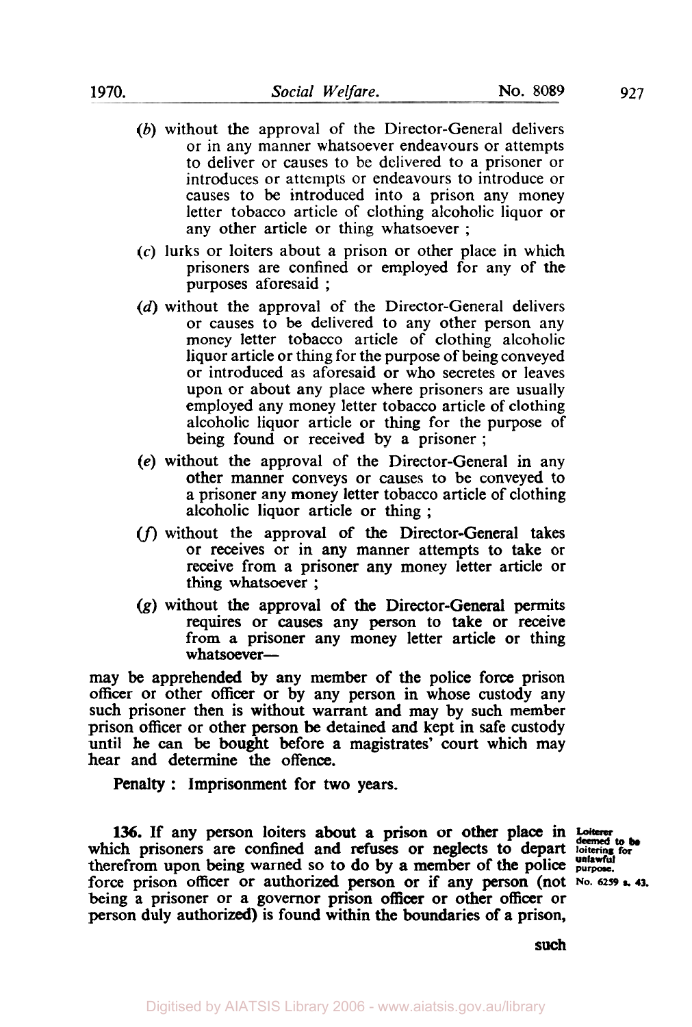(*b*) without the approval of the Director-General delivers or in any manner whatsoever endeavours or attempts to deliver or causes to be delivered to a prisoner or introduces or attempts or endeavours to introduce or causes to be introduced into a prison any money letter tobacco article of clothing alcoholic liquor or any other article or thing whatsoever ;

(*c*) lurks or loiters about a prison or other place in which prisoners are confined or employed for any of the purposes aforesaid ;

(*d*) without the approval of the Director-General delivers or causes to be delivered to any other person any money letter tobacco article of clothing alcoholic liquor article or thing for the purpose of being conveyed or introduced as aforesaid or who secretes or leaves upon or about any place where prisoners are usually employed any money letter tobacco article of clothing alcoholic liquor article or thing for the purpose of being found or received by a prisoner ;

(*e*) without the approval of the Director-General in any other manner conveys or causes to be conveyed to a prisoner any money letter tobacco article of clothing alcoholic liquor article or thing ;

(*f*) without the approval of the Director-General takes or receives or in any manner attempts to take or receive from a prisoner any money letter article or thing whatsoever ;

(*g*) without the approval of the Director-General permits requires or causes any person to take or receive from a prisoner any money letter article or thing whatsoever—

may be apprehended by any member of the police force prison officer or other officer or by any person in whose custody any such prisoner then is without warrant and may by such member prison officer or other person be detained and kept in safe custody until he can be bought before a magistrates' court which may hear and determine the offence.

Penalty : Imprisonment for two years.

Loiterer deemed to be loitering for unlawful purpose. No. 6259 s. 43.

**136.** If any person loiters about a prison or other place in which prisoners are confined and refuses or neglects to depart therefrom upon being warned so to do by a member of the police force prison officer or authorized person or if any person (not being a prisoner or a governor prison officer or other officer or person duly authorized) is found within the boundaries of a prison, such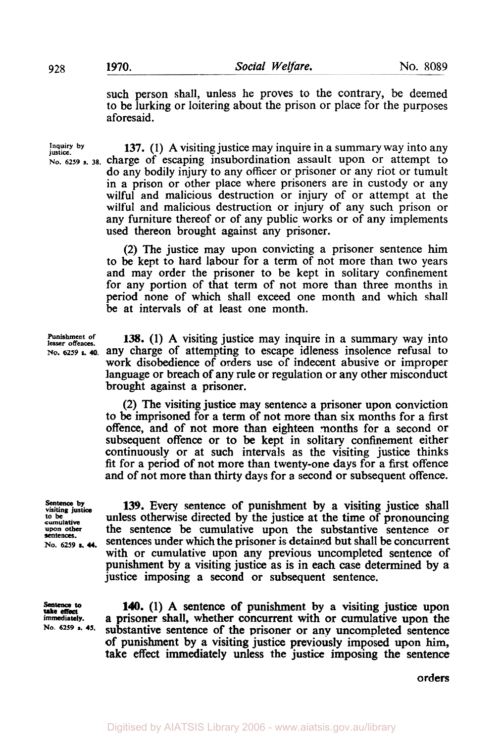such person shall, unless he proves to the contrary, be deemed to be lurking or loitering about the prison or place for the purposes aforesaid.

Inquiry by justice.
No. 6259 s. 38.

**137.** (1) A visiting justice may inquire in a summary way into any charge of escaping insubordination assault upon or attempt to do any bodily injury to any officer or prisoner or any riot or tumult in a prison or other place where prisoners are in custody or any wilful and malicious destruction or injury of or attempt at the wilful and malicious destruction or injury of any such prison or any furniture thereof or of any public works or of any implements used thereon brought against any prisoner.

(2) The justice may upon convicting a prisoner sentence him to be kept to hard labour for a term of not more than two years and may order the prisoner to be kept in solitary confinement for any portion of that term of not more than three months in period none of which shall exceed one month and which shall be at intervals of at least one month.

Punishment of lesser offences.
No. 6259 s. 40.

**138.** (1) A visiting justice may inquire in a summary way into any charge of attempting to escape idleness insolence refusal to work disobedience of orders use of indecent abusive or improper language or breach of any rule or regulation or any other misconduct brought against a prisoner.

(2) The visiting justice may sentence a prisoner upon conviction to be imprisoned for a term of not more than six months for a first offence, and of not more than eighteen months for a second or subsequent offence or to be kept in solitary confinement either continuously or at such intervals as the visiting justice thinks fit for a period of not more than twenty-one days for a first offence and of not more than thirty days for a second or subsequent offence.

Sentence by visiting justice to be cumulative upon other sentences.
No. 6259 s. 44.

**139.** Every sentence of punishment by a visiting justice shall unless otherwise directed by the justice at the time of pronouncing the sentence be cumulative upon the substantive sentence or sentences under which the prisoner is detained but shall be concurrent with or cumulative upon any previous uncompleted sentence of punishment by a visiting justice as is in each case determined by a justice imposing a second or subsequent sentence.

Sentence to take effect immediately.
No. 6259 s. 45.

**140.** (1) A sentence of punishment by a visiting justice upon a prisoner shall, whether concurrent with or cumulative upon the substantive sentence of the prisoner or any uncompleted sentence of punishment by a visiting justice previously imposed upon him, take effect immediately unless the justice imposing the sentence orders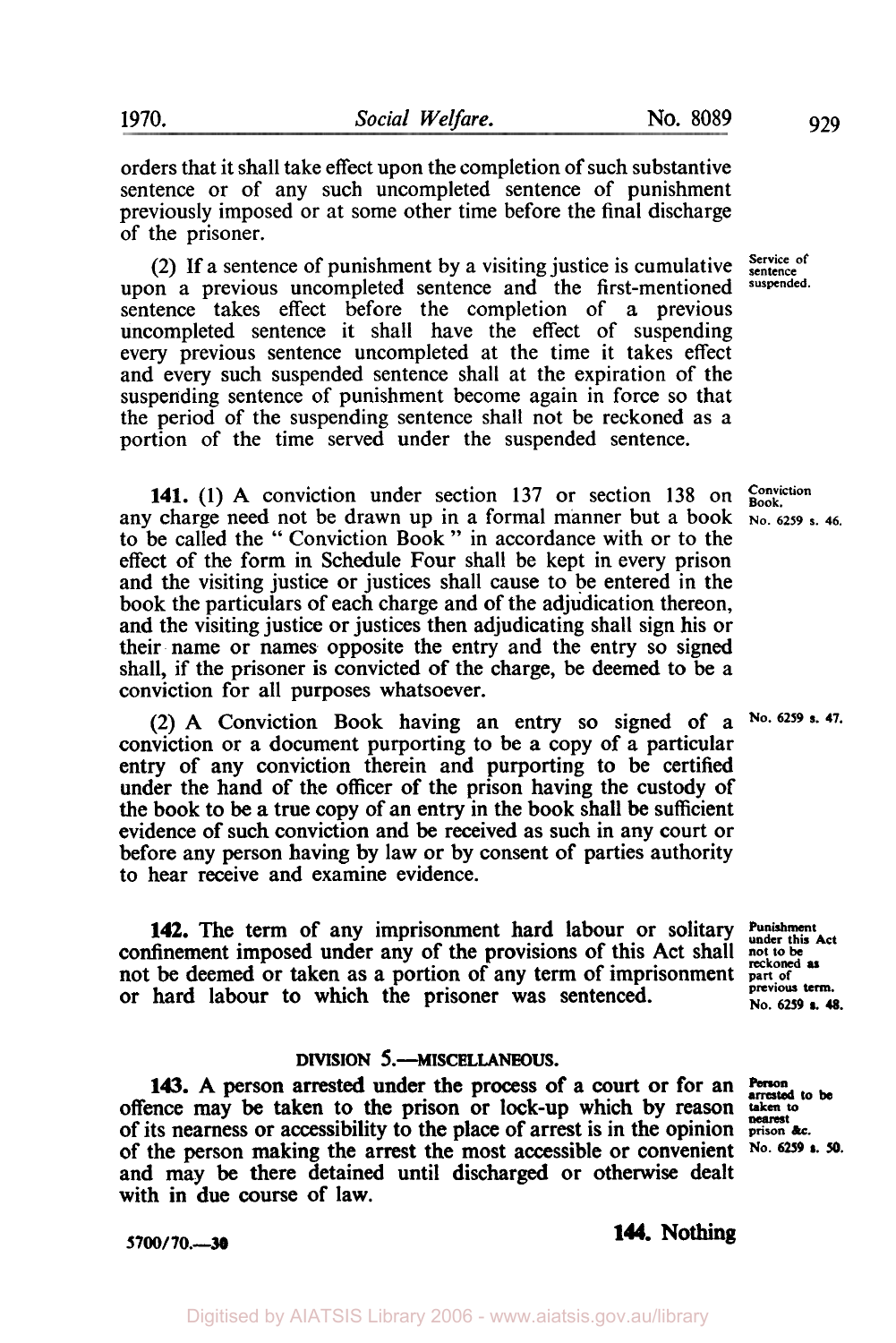orders that it shall take effect upon the completion of such substantive sentence or of any such uncompleted sentence of punishment previously imposed or at some other time before the final discharge of the prisoner.

(2) If a sentence of punishment by a visiting justice is cumulative upon a previous uncompleted sentence and the first-mentioned sentence takes effect before the completion of a previous uncompleted sentence it shall have the effect of suspending every previous sentence uncompleted at the time it takes effect and every such suspended sentence shall at the expiration of the suspending sentence of punishment become again in force so that the period of the suspending sentence shall not be reckoned as a portion of the time served under the suspended sentence.

*Service of sentence suspended.*

**141.** (1) A conviction under section 137 or section 138 on any charge need not be drawn up in a formal manner but a book to be called the "Conviction Book" in accordance with or to the effect of the form in Schedule Four shall be kept in every prison and the visiting justice or justices shall cause to be entered in the book the particulars of each charge and of the adjudication thereon, and the visiting justice or justices then adjudicating shall sign his or their name or names opposite the entry and the entry so signed shall, if the prisoner is convicted of the charge, be deemed to be a conviction for all purposes whatsoever.

*Conviction Book. No. 6259 s. 46.*

(2) A Conviction Book having an entry so signed of a conviction or a document purporting to be a copy of a particular entry of any conviction therein and purporting to be certified under the hand of the officer of the prison having the custody of the book to be a true copy of an entry in the book shall be sufficient evidence of such conviction and be received as such in any court or before any person having by law or by consent of parties authority to hear receive and examine evidence.

*No. 6259 s. 47.*

**142.** The term of any imprisonment hard labour or solitary confinement imposed under any of the provisions of this Act shall not be deemed or taken as a portion of any term of imprisonment or hard labour to which the prisoner was sentenced.

*Punishment under this Act not to be reckoned as part of previous term. No. 6259 s. 48.*

## DIVISION 5.—MISCELLANEOUS.

**143.** A person arrested under the process of a court or for an offence may be taken to the prison or lock-up which by reason of its nearness or accessibility to the place of arrest is in the opinion of the person making the arrest the most accessible or convenient and may be there detained until discharged or otherwise dealt with in due course of law.

*Person arrested to be taken to nearest prison &c. No. 6259 s. 50.*

5700/70.—30

**144. Nothing**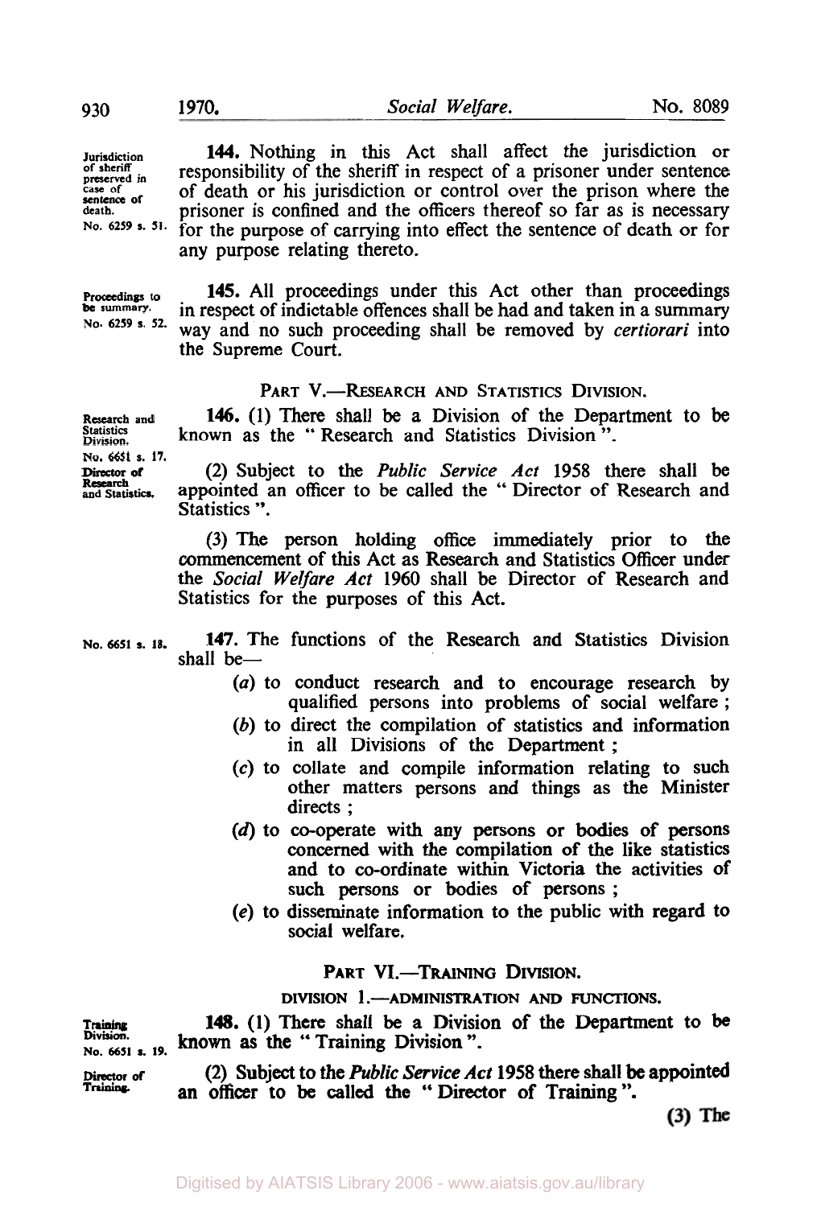**Jurisdiction of sheriff preserved in case of sentence of death.**
**No. 6259 s. 51.**

**144.** Nothing in this Act shall affect the jurisdiction or responsibility of the sheriff in respect of a prisoner under sentence of death or his jurisdiction or control over the prison where the prisoner is confined and the officers thereof so far as is necessary for the purpose of carrying into effect the sentence of death or for any purpose relating thereto.

**Proceedings to be summary.**
**No. 6259 s. 52.**

**145.** All proceedings under this Act other than proceedings in respect of indictable offences shall be had and taken in a summary way and no such proceeding shall be removed by *certiorari* into the Supreme Court.

## PART V.—RESEARCH AND STATISTICS DIVISION.

**Research and Statistics Division.**
**No. 6651 s. 17.**

**146.** (1) There shall be a Division of the Department to be known as the "Research and Statistics Division".

**Director of Research and Statistics.**

(2) Subject to the *Public Service Act* 1958 there shall be appointed an officer to be called the "Director of Research and Statistics".

(3) The person holding office immediately prior to the commencement of this Act as Research and Statistics Officer under the *Social Welfare Act* 1960 shall be Director of Research and Statistics for the purposes of this Act.

**No. 6651 s. 18.**

**147.** The functions of the Research and Statistics Division shall be—

(*a*) to conduct research and to encourage research by qualified persons into problems of social welfare;

(*b*) to direct the compilation of statistics and information in all Divisions of the Department;

(*c*) to collate and compile information relating to such other matters persons and things as the Minister directs;

(*d*) to co-operate with any persons or bodies of persons concerned with the compilation of the like statistics and to co-ordinate within Victoria the activities of such persons or bodies of persons;

(*e*) to disseminate information to the public with regard to social welfare.

## PART VI.—TRAINING DIVISION.

### DIVISION 1.—ADMINISTRATION AND FUNCTIONS.

**Training Division.**
**No. 6651 s. 19.**

**148.** (1) There shall be a Division of the Department to be known as the "Training Division".

**Director of Training.**

(2) Subject to the *Public Service Act* 1958 there shall be appointed an officer to be called the "Director of Training".

(3) The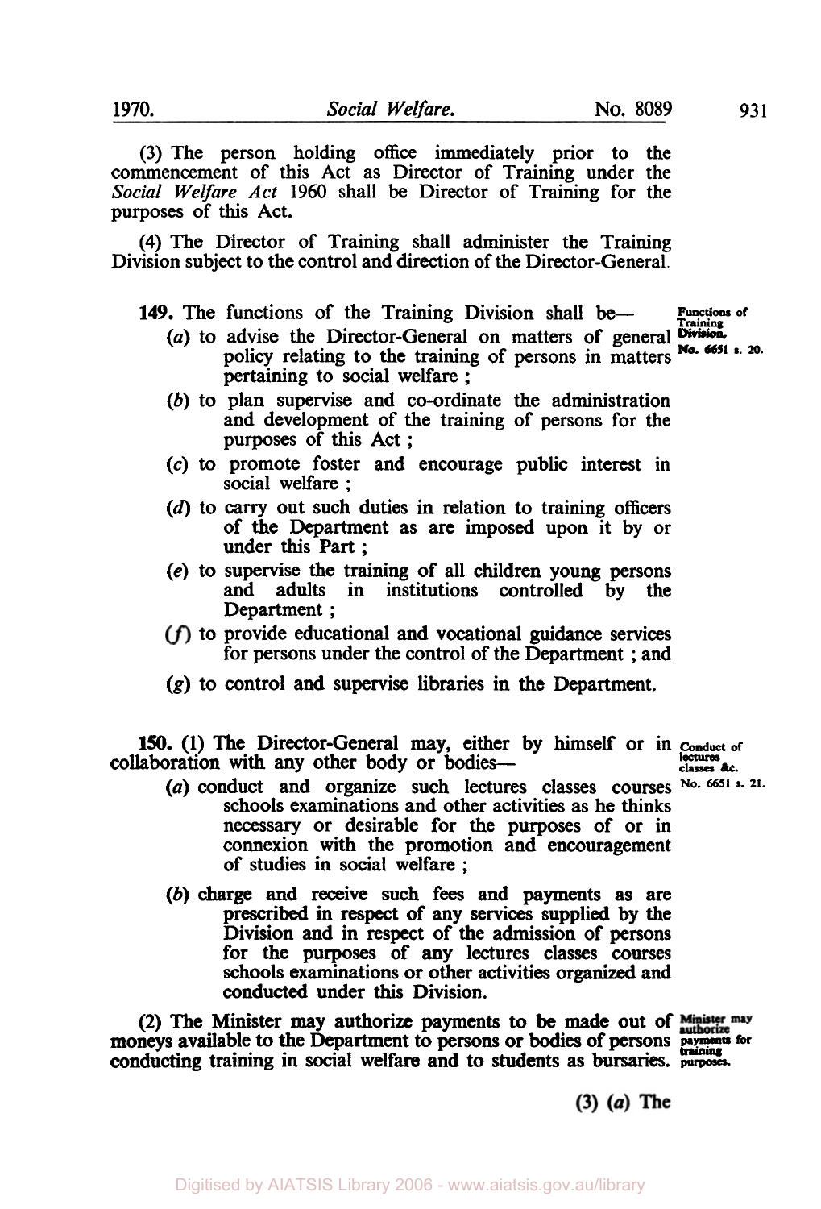(3) The person holding office immediately prior to the commencement of this Act as Director of Training under the *Social Welfare Act* 1960 shall be Director of Training for the purposes of this Act.

(4) The Director of Training shall administer the Training Division subject to the control and direction of the Director-General.

**149.** The functions of the Training Division shall be—

*Functions of Training Division. No. 6651 s. 20.*

(*a*) to advise the Director-General on matters of general policy relating to the training of persons in matters pertaining to social welfare ;

(*b*) to plan supervise and co-ordinate the administration and development of the training of persons for the purposes of this Act ;

(*c*) to promote foster and encourage public interest in social welfare ;

(*d*) to carry out such duties in relation to training officers of the Department as are imposed upon it by or under this Part ;

(*e*) to supervise the training of all children young persons and adults in institutions controlled by the Department ;

(*f*) to provide educational and vocational guidance services for persons under the control of the Department ; and

(*g*) to control and supervise libraries in the Department.

**150.** (1) The Director-General may, either by himself or in collaboration with any other body or bodies—

*Conduct of lectures classes &c. No. 6651 s. 21.*

(*a*) conduct and organize such lectures classes courses schools examinations and other activities as he thinks necessary or desirable for the purposes of or in connexion with the promotion and encouragement of studies in social welfare ;

(*b*) charge and receive such fees and payments as are prescribed in respect of any services supplied by the Division and in respect of the admission of persons for the purposes of any lectures classes courses schools examinations or other activities organized and conducted under this Division.

(2) The Minister may authorize payments to be made out of moneys available to the Department to persons or bodies of persons conducting training in social welfare and to students as bursaries.

*Minister may authorize payments for training purposes.*

(3) (*a*) The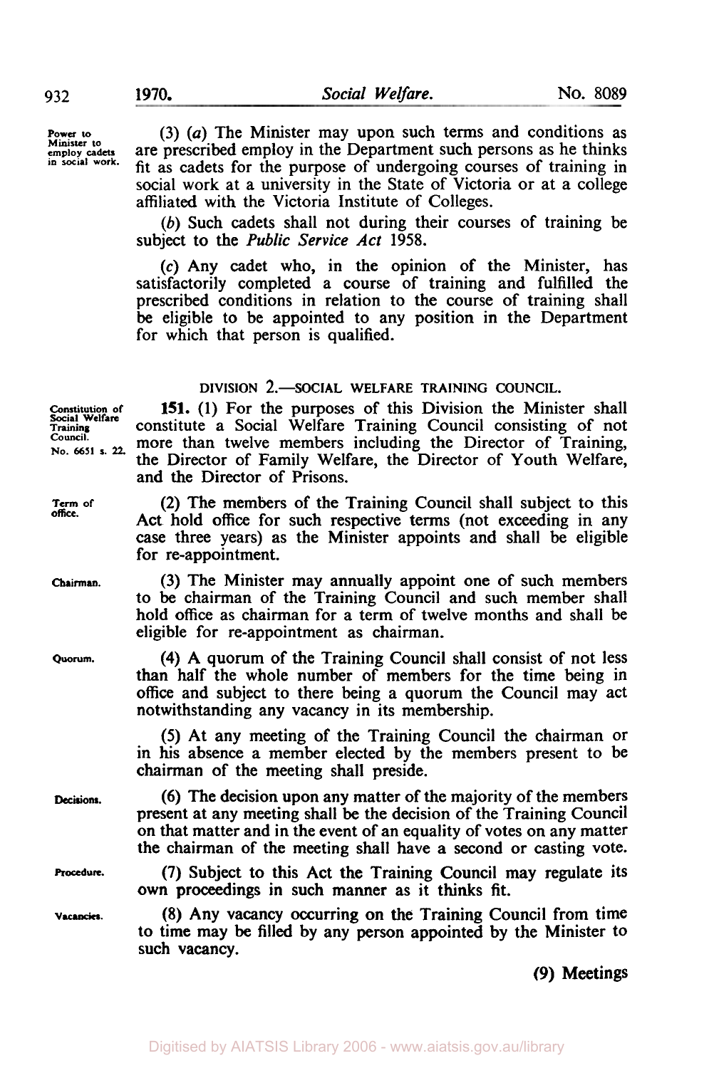Power to Minister to employ cadets in social work.

(3) (*a*) The Minister may upon such terms and conditions as are prescribed employ in the Department such persons as he thinks fit as cadets for the purpose of undergoing courses of training in social work at a university in the State of Victoria or at a college affiliated with the Victoria Institute of Colleges.

(*b*) Such cadets shall not during their courses of training be subject to the *Public Service Act* 1958.

(*c*) Any cadet who, in the opinion of the Minister, has satisfactorily completed a course of training and fulfilled the prescribed conditions in relation to the course of training shall be eligible to be appointed to any position in the Department for which that person is qualified.

## DIVISION 2.—SOCIAL WELFARE TRAINING COUNCIL.

Constitution of Social Welfare Training Council. No. 6651 s. 22.

**151.** (1) For the purposes of this Division the Minister shall constitute a Social Welfare Training Council consisting of not more than twelve members including the Director of Training, the Director of Family Welfare, the Director of Youth Welfare, and the Director of Prisons.

Term of office.

(2) The members of the Training Council shall subject to this Act hold office for such respective terms (not exceeding in any case three years) as the Minister appoints and shall be eligible for re-appointment.

Chairman.

(3) The Minister may annually appoint one of such members to be chairman of the Training Council and such member shall hold office as chairman for a term of twelve months and shall be eligible for re-appointment as chairman.

Quorum.

(4) A quorum of the Training Council shall consist of not less than half the whole number of members for the time being in office and subject to there being a quorum the Council may act notwithstanding any vacancy in its membership.

(5) At any meeting of the Training Council the chairman or in his absence a member elected by the members present to be chairman of the meeting shall preside.

Decisions.

(6) The decision upon any matter of the majority of the members present at any meeting shall be the decision of the Training Council on that matter and in the event of an equality of votes on any matter the chairman of the meeting shall have a second or casting vote.

Procedure.

(7) Subject to this Act the Training Council may regulate its own proceedings in such manner as it thinks fit.

Vacancies.

(8) Any vacancy occurring on the Training Council from time to time may be filled by any person appointed by the Minister to such vacancy.

(9) Meetings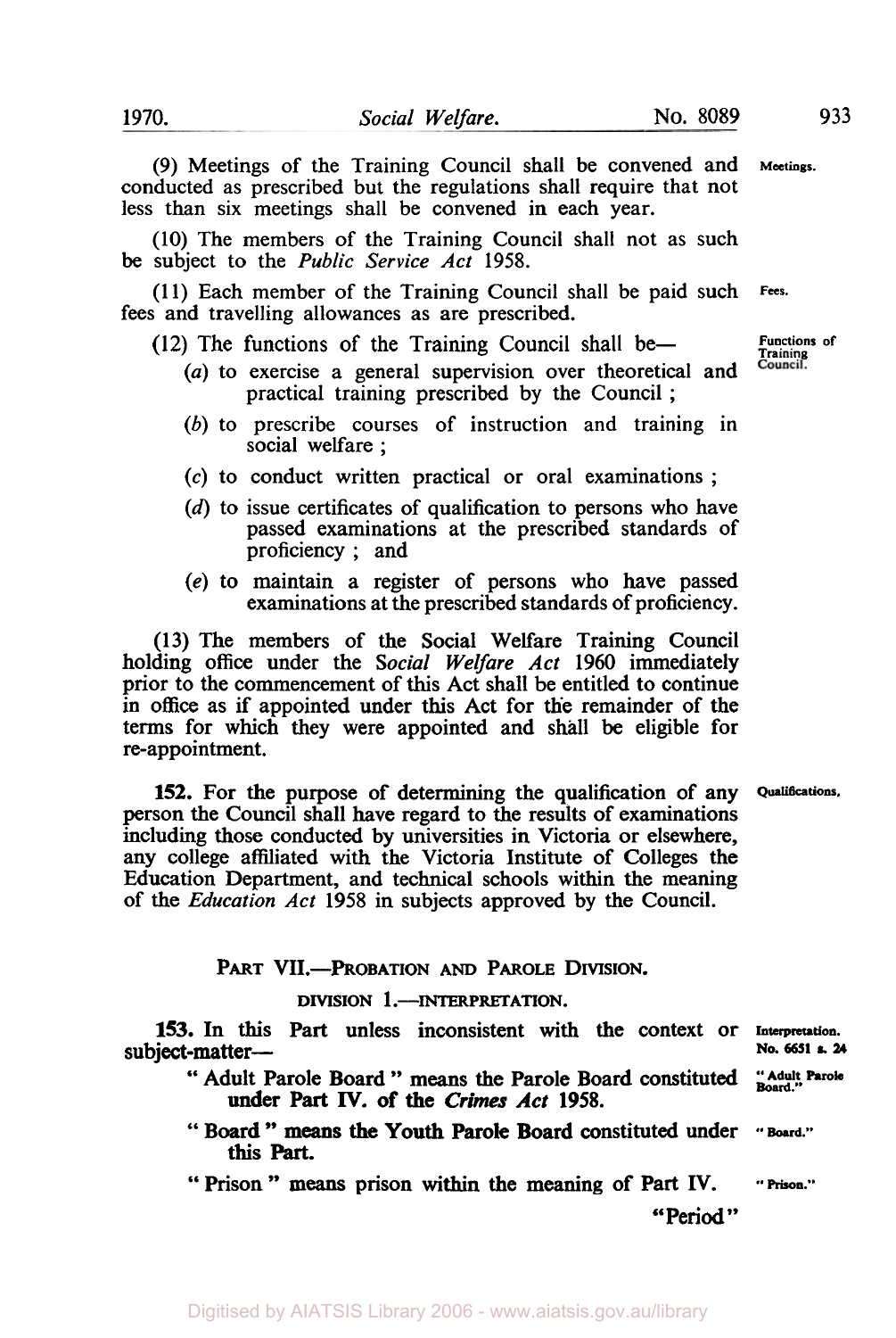(9) Meetings of the Training Council shall be convened and conducted as prescribed but the regulations shall require that not less than six meetings shall be convened in each year. Meetings.

(10) The members of the Training Council shall not as such be subject to the *Public Service Act* 1958.

(11) Each member of the Training Council shall be paid such fees and travelling allowances as are prescribed. Fees.

(12) The functions of the Training Council shall be— Functions of Training Council.

- (*a*) to exercise a general supervision over theoretical and practical training prescribed by the Council ;
- (*b*) to prescribe courses of instruction and training in social welfare ;
- (*c*) to conduct written practical or oral examinations ;
- (*d*) to issue certificates of qualification to persons who have passed examinations at the prescribed standards of proficiency ; and
- (*e*) to maintain a register of persons who have passed examinations at the prescribed standards of proficiency.

(13) The members of the Social Welfare Training Council holding office under the *Social Welfare Act* 1960 immediately prior to the commencement of this Act shall be entitled to continue in office as if appointed under this Act for the remainder of the terms for which they were appointed and shall be eligible for re-appointment.

**152.** For the purpose of determining the qualification of any person the Council shall have regard to the results of examinations including those conducted by universities in Victoria or elsewhere, any college affiliated with the Victoria Institute of Colleges the Education Department, and technical schools within the meaning of the *Education Act* 1958 in subjects approved by the Council. Qualifications.

## PART VII.—PROBATION AND PAROLE DIVISION.

### DIVISION 1.—INTERPRETATION.

**153.** In this Part unless inconsistent with the context or subject-matter— Interpretation. No. 6651 s. 24

"Adult Parole Board" means the Parole Board constituted under Part IV. of the *Crimes Act* 1958. "Adult Parole Board."

"Board" means the Youth Parole Board constituted under this Part. "Board."

"Prison" means prison within the meaning of Part IV. "Prison."

"Period"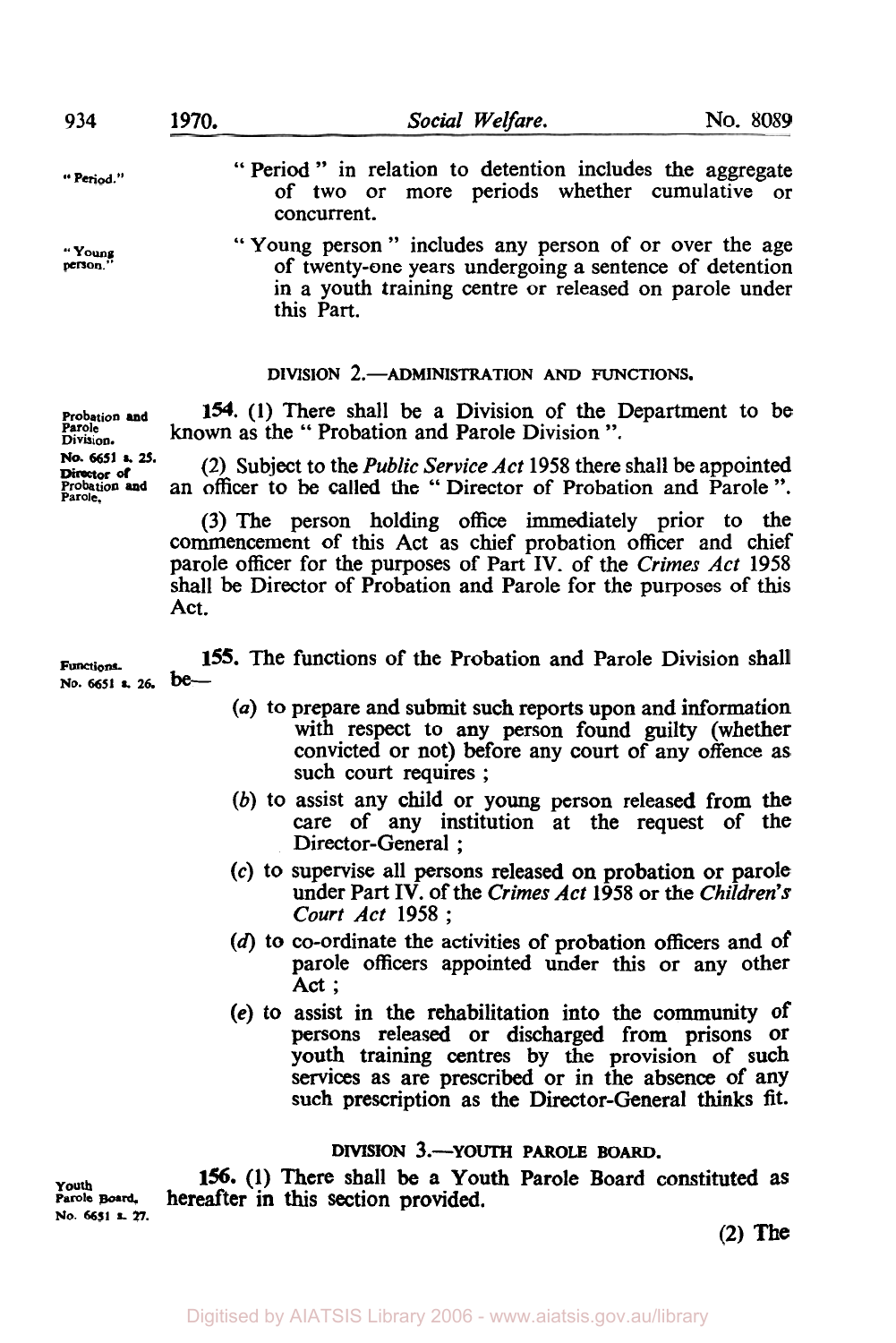"Period" in relation to detention includes the aggregate of two or more periods whether cumulative or concurrent.

"Young person" includes any person of or over the age of twenty-one years undergoing a sentence of detention in a youth training centre or released on parole under this Part.

### DIVISION 2.—ADMINISTRATION AND FUNCTIONS.

*Probation and Parole Division.*

**154.** (1) There shall be a Division of the Department to be known as the "Probation and Parole Division".

*No. 6651 s. 25. Director of Probation and Parole.*

(2) Subject to the *Public Service Act* 1958 there shall be appointed an officer to be called the "Director of Probation and Parole".

(3) The person holding office immediately prior to the commencement of this Act as chief probation officer and chief parole officer for the purposes of Part IV. of the *Crimes Act* 1958 shall be Director of Probation and Parole for the purposes of this Act.

*Functions. No. 6651 s. 26.*

**155.** The functions of the Probation and Parole Division shall be—

(*a*) to prepare and submit such reports upon and information with respect to any person found guilty (whether convicted or not) before any court of any offence as such court requires;

(*b*) to assist any child or young person released from the care of any institution at the request of the Director-General;

(*c*) to supervise all persons released on probation or parole under Part IV. of the *Crimes Act* 1958 or the *Children's Court Act* 1958;

(*d*) to co-ordinate the activities of probation officers and of parole officers appointed under this or any other Act;

(*e*) to assist in the rehabilitation into the community of persons released or discharged from prisons or youth training centres by the provision of such services as are prescribed or in the absence of any such prescription as the Director-General thinks fit.

### DIVISION 3.—YOUTH PAROLE BOARD.

*Youth Parole Board. No. 6651 s. 27.*

**156.** (1) There shall be a Youth Parole Board constituted as hereafter in this section provided.

(2) The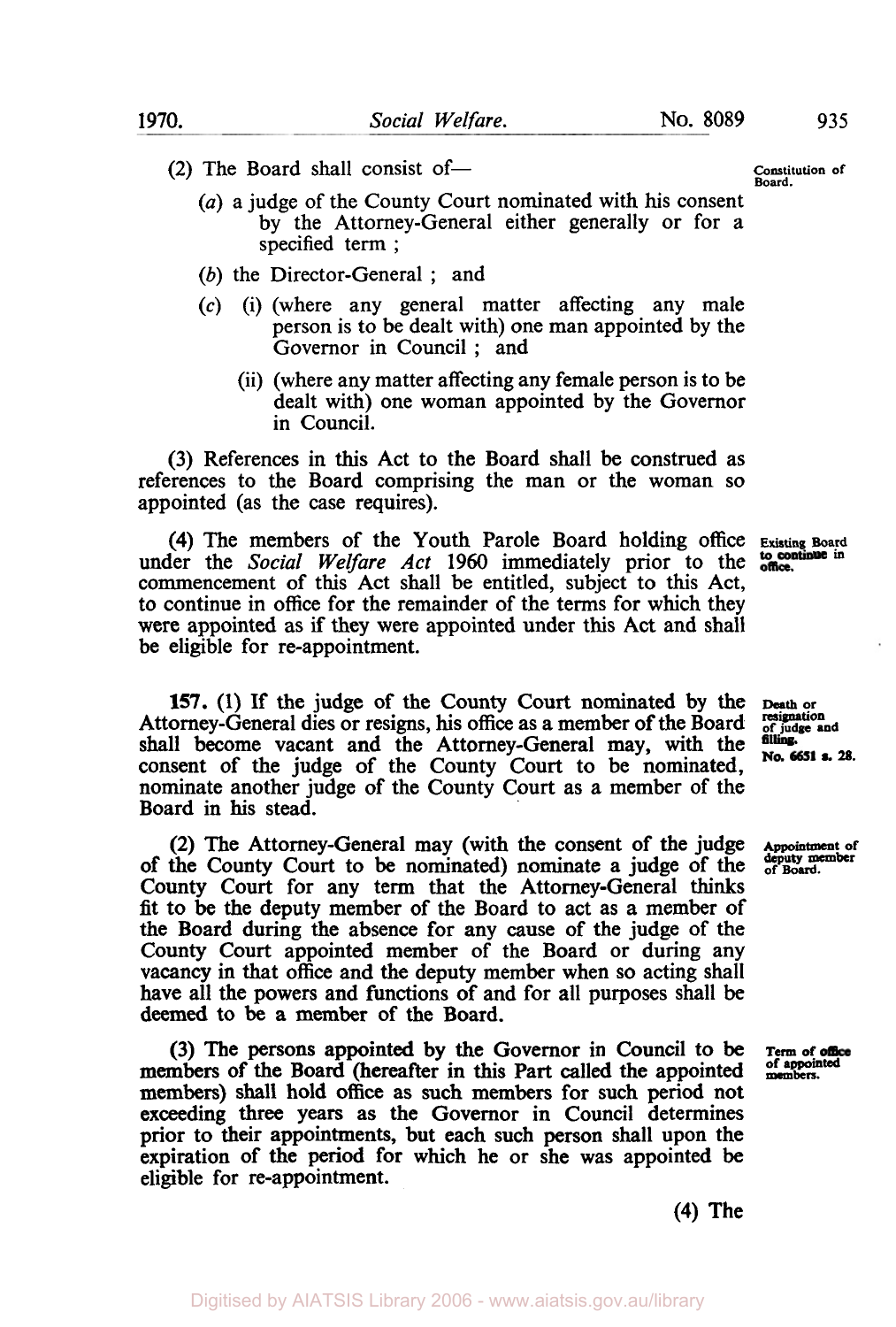(2) The Board shall consist of—

**Constitution of Board.**

(*a*) a judge of the County Court nominated with his consent by the Attorney-General either generally or for a specified term ;

(*b*) the Director-General ; and

(*c*) (i) (where any general matter affecting any male person is to be dealt with) one man appointed by the Governor in Council ; and

(ii) (where any matter affecting any female person is to be dealt with) one woman appointed by the Governor in Council.

(3) References in this Act to the Board shall be construed as references to the Board comprising the man or the woman so appointed (as the case requires).

**Existing Board to continue in office.**

(4) The members of the Youth Parole Board holding office under the *Social Welfare Act* 1960 immediately prior to the commencement of this Act shall be entitled, subject to this Act, to continue in office for the remainder of the terms for which they were appointed as if they were appointed under this Act and shall be eligible for re-appointment.

**Death or resignation of judge and filling. No. 6651 s. 28.**

**157.** (1) If the judge of the County Court nominated by the Attorney-General dies or resigns, his office as a member of the Board shall become vacant and the Attorney-General may, with the consent of the judge of the County Court to be nominated, nominate another judge of the County Court as a member of the Board in his stead.

**Appointment of deputy member of Board.**

(2) The Attorney-General may (with the consent of the judge of the County Court to be nominated) nominate a judge of the County Court for any term that the Attorney-General thinks fit to be the deputy member of the Board to act as a member of the Board during the absence for any cause of the judge of the County Court appointed member of the Board or during any vacancy in that office and the deputy member when so acting shall have all the powers and functions of and for all purposes shall be deemed to be a member of the Board.

**Term of office of appointed members.**

(3) The persons appointed by the Governor in Council to be members of the Board (hereafter in this Part called the appointed members) shall hold office as such members for such period not exceeding three years as the Governor in Council determines prior to their appointments, but each such person shall upon the expiration of the period for which he or she was appointed be eligible for re-appointment.

(4) The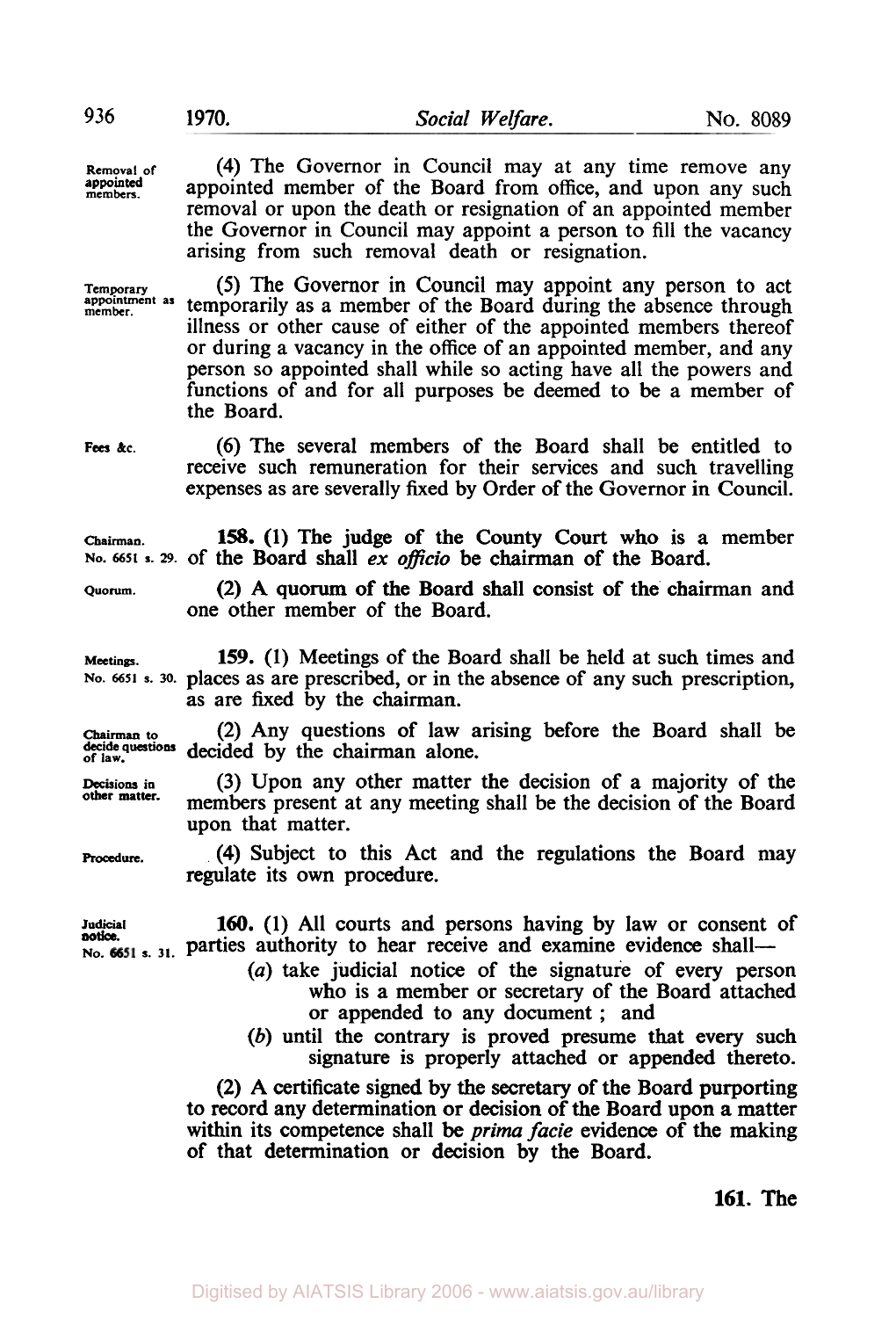**Removal of appointed members.**

(4) The Governor in Council may at any time remove any appointed member of the Board from office, and upon any such removal or upon the death or resignation of an appointed member the Governor in Council may appoint a person to fill the vacancy arising from such removal death or resignation.

**Temporary appointment as member.**

(5) The Governor in Council may appoint any person to act temporarily as a member of the Board during the absence through illness or other cause of either of the appointed members thereof or during a vacancy in the office of an appointed member, and any person so appointed shall while so acting have all the powers and functions of and for all purposes be deemed to be a member of the Board.

**Fees &c.**

(6) The several members of the Board shall be entitled to receive such remuneration for their services and such travelling expenses as are severally fixed by Order of the Governor in Council.

**Chairman.** No. 6651 s. 29.

**158.** (1) The judge of the County Court who is a member of the Board shall *ex officio* be chairman of the Board.

**Quorum.**

(2) A quorum of the Board shall consist of the chairman and one other member of the Board.

**Meetings.** No. 6651 s. 30.

**159.** (1) Meetings of the Board shall be held at such times and places as are prescribed, or in the absence of any such prescription, as are fixed by the chairman.

**Chairman to decide questions of law.**

(2) Any questions of law arising before the Board shall be decided by the chairman alone.

**Decisions in other matter.**

(3) Upon any other matter the decision of a majority of the members present at any meeting shall be the decision of the Board upon that matter.

**Procedure.**

(4) Subject to this Act and the regulations the Board may regulate its own procedure.

**Judicial notice.** No. 6651 s. 31.

**160.** (1) All courts and persons having by law or consent of parties authority to hear receive and examine evidence shall—

(*a*) take judicial notice of the signature of every person who is a member or secretary of the Board attached or appended to any document ; and

(*b*) until the contrary is proved presume that every such signature is properly attached or appended thereto.

(2) A certificate signed by the secretary of the Board purporting to record any determination or decision of the Board upon a matter within its competence shall be *prima facie* evidence of the making of that determination or decision by the Board.

**161.** The